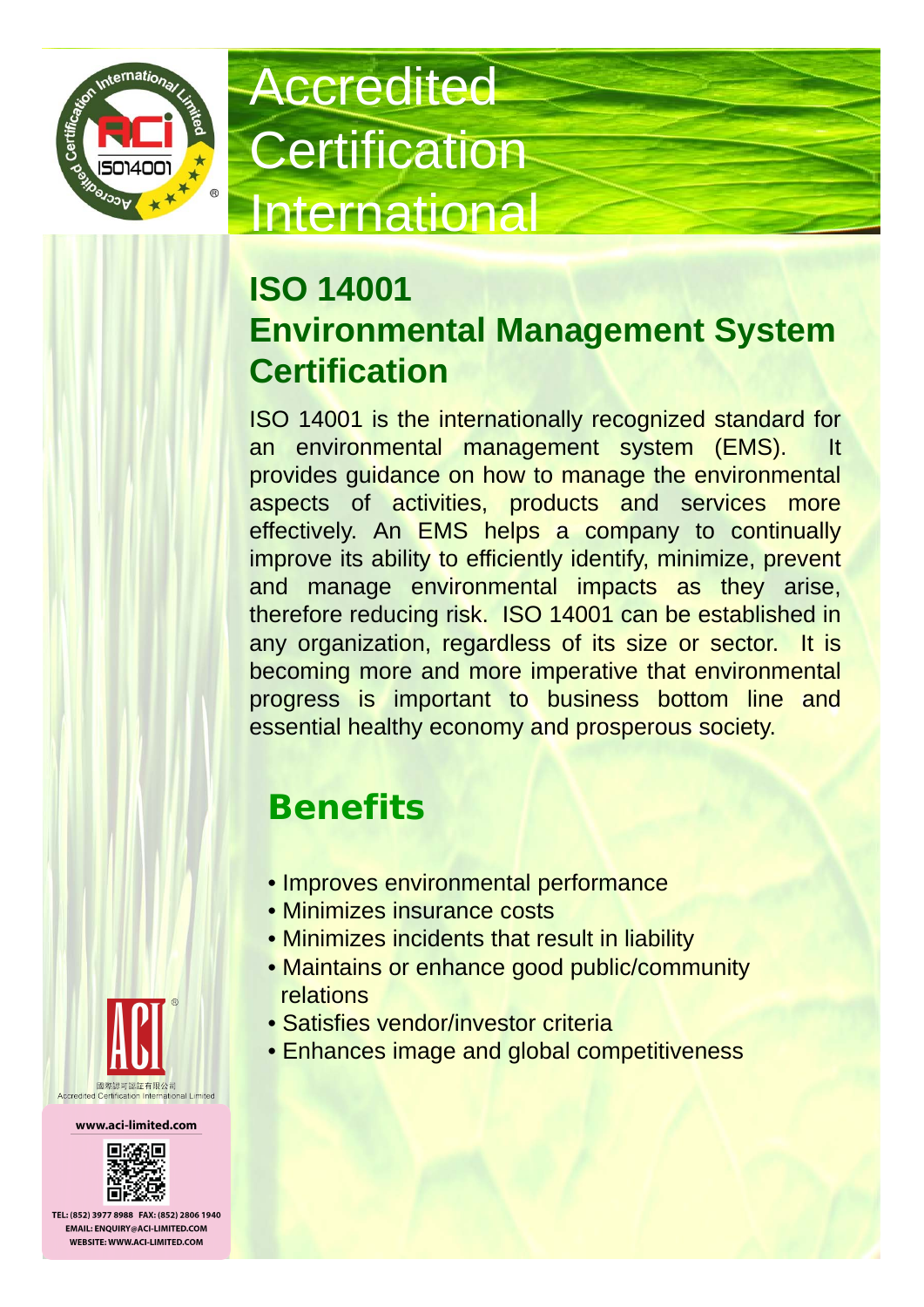# Accredited Certification International

## ISO 14001
## Environmental Management System Certification

ISO 14001 is the internationally recognized standard for an environmental management system (EMS). It provides guidance on how to manage the environmental aspects of activities, products and services more effectively. An EMS helps a company to continually improve its ability to efficiently identify, minimize, prevent and manage environmental impacts as they arise, therefore reducing risk. ISO 14001 can be established in any organization, regardless of its size or sector. It is becoming more and more imperative that environmental progress is important to business bottom line and essential healthy economy and prosperous society.

## Benefits

- Improves environmental performance
- Minimizes insurance costs
- Minimizes incidents that result in liability
- Maintains or enhance good public/community relations
- Satisfies vendor/investor criteria
- Enhances image and global competitiveness

ACI

國際認可認証有限公司
Accredited Certification International Limited

www.aci-limited.com

TEL: (852) 3977 8988 FAX: (852) 2806 1940
EMAIL: ENQUIRY@ACI-LIMITED.COM
WEBSITE: WWW.ACI-LIMITED.COM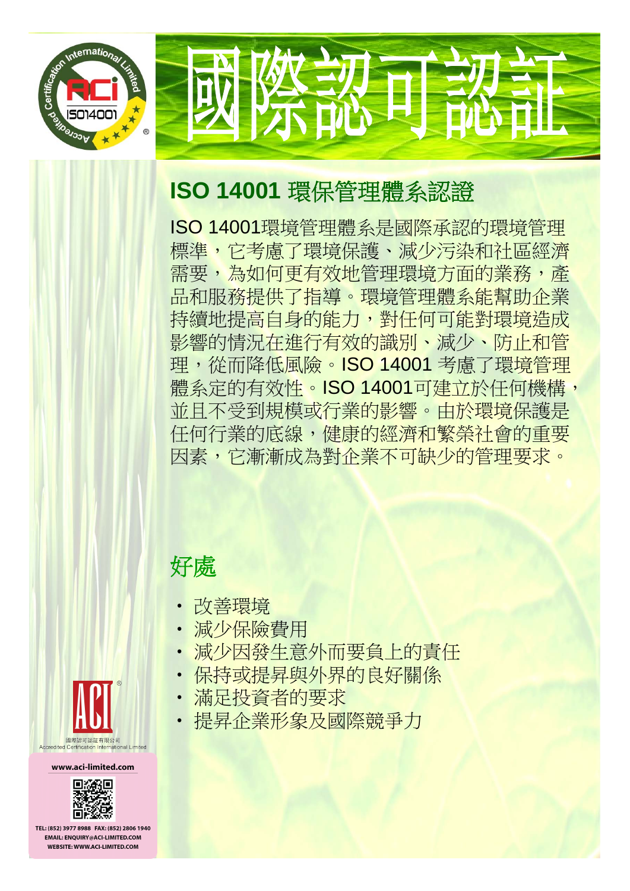# 國際認可認証

## ISO 14001 環保管理體系認證

ISO 14001環境管理體系是國際承認的環境管理標準，它考慮了環境保護、減少污染和社區經濟需要，為如何更有效地管理環境方面的業務，產品和服務提供了指導。環境管理體系能幫助企業持續地提高自身的能力，對任何可能對環境造成影響的情況在進行有效的識別、減少、防止和管理，從而降低風險。ISO 14001 考慮了環境管理體系定的有效性。ISO 14001可建立於任何機構，並且不受到規模或行業的影響。由於環境保護是任何行業的底線，健康的經濟和繁榮社會的重要因素，它漸漸成為對企業不可缺少的管理要求。

## 好處

- 改善環境
- 減少保險費用
- 減少因發生意外而要負上的責任
- 保持或提昇與外界的良好關係
- 滿足投資者的要求
- 提昇企業形象及國際競爭力

國際認可認証有限公司
Accredited Certification International Limited

www.aci-limited.com

TEL: (852) 3977 8988 FAX: (852) 2806 1940
EMAIL: ENQUIRY@ACI-LIMITED.COM
WEBSITE: WWW.ACI-LIMITED.COM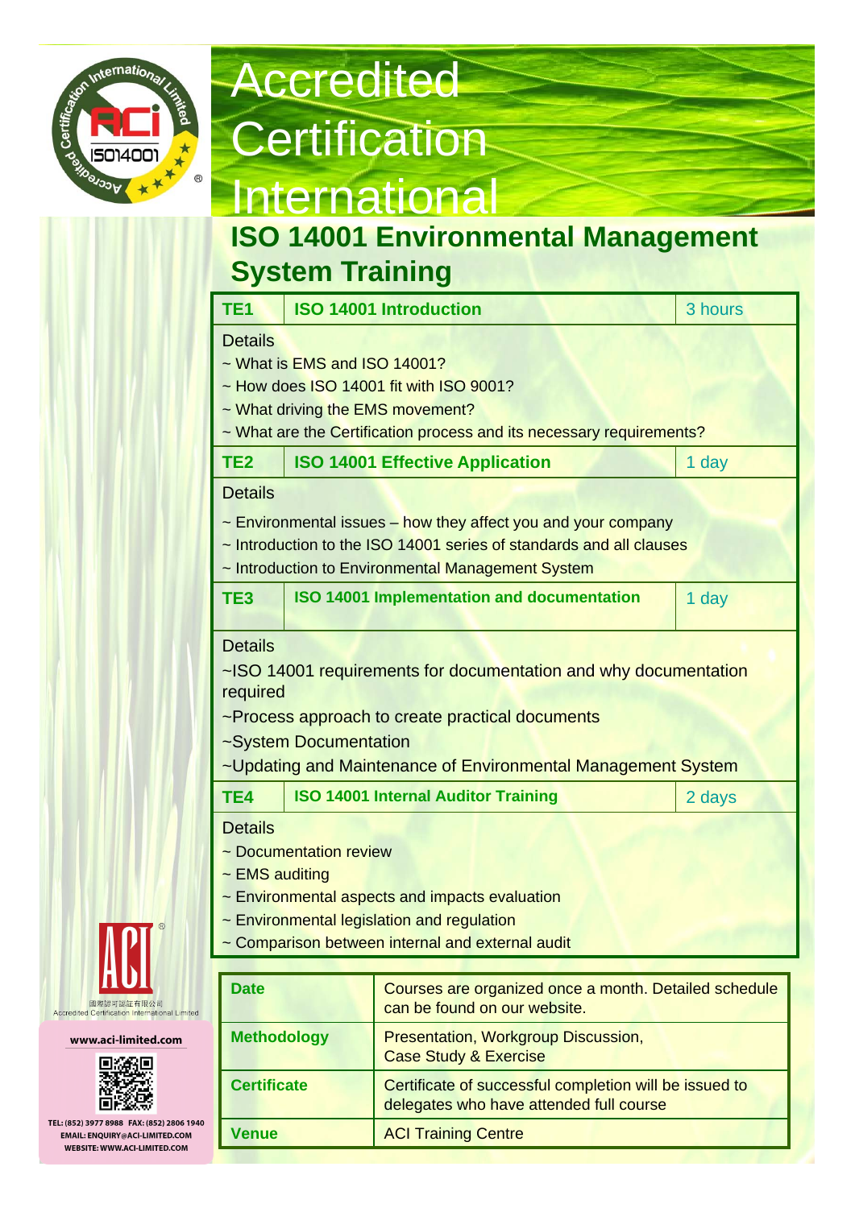# Accredited Certification International

## ISO 14001 Environmental Management System Training

| TE1 | ISO 14001 Introduction | 3 hours |
|---|---|---|

**Details**

- ~ What is EMS and ISO 14001?
- ~ How does ISO 14001 fit with ISO 9001?
- ~ What driving the EMS movement?
- ~ What are the Certification process and its necessary requirements?

| TE2 | ISO 14001 Effective Application | 1 day |
|---|---|---|

**Details**

- ~ Environmental issues – how they affect you and your company
- ~ Introduction to the ISO 14001 series of standards and all clauses
- ~ Introduction to Environmental Management System

| TE3 | ISO 14001 Implementation and documentation | 1 day |
|---|---|---|

**Details**

- ~ISO 14001 requirements for documentation and why documentation required
- ~Process approach to create practical documents
- ~System Documentation
- ~Updating and Maintenance of Environmental Management System

| TE4 | ISO 14001 Internal Auditor Training | 2 days |
|---|---|---|

**Details**

- ~ Documentation review
- ~ EMS auditing
- ~ Environmental aspects and impacts evaluation
- ~ Environmental legislation and regulation
- ~ Comparison between internal and external audit

| | |
|---|---|
| **Date** | Courses are organized once a month. Detailed schedule can be found on our website. |
| **Methodology** | Presentation, Workgroup Discussion, Case Study & Exercise |
| **Certificate** | Certificate of successful completion will be issued to delegates who have attended full course |
| **Venue** | ACI Training Centre |

國際認可認証有限公司
Accredited Certification International Limited

www.aci-limited.com

TEL: (852) 3977 8988 FAX: (852) 2806 1940
EMAIL: ENQUIRY@ACI-LIMITED.COM
WEBSITE: WWW.ACI-LIMITED.COM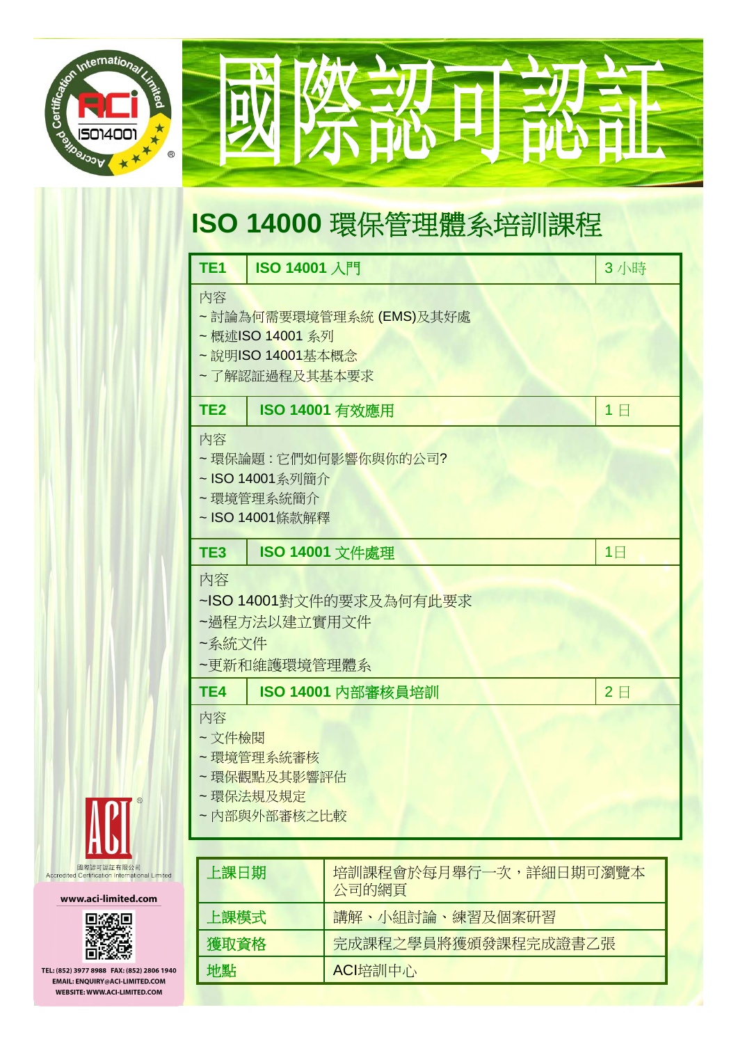# 國際認可認証

## ISO 14000 環保管理體系培訓課程

| TE1 | ISO 14001 入門 | 3 小時 |
|---|---|---|

內容
- ~ 討論為何需要環境管理系統 (EMS)及其好處
- ~ 概述ISO 14001 系列
- ~ 說明ISO 14001基本概念
- ~ 了解認証過程及其基本要求

| TE2 | ISO 14001 有效應用 | 1 日 |
|---|---|---|

內容
- ~ 環保論題：它們如何影響你與你的公司?
- ~ ISO 14001系列簡介
- ~ 環境管理系統簡介
- ~ ISO 14001條款解釋

| TE3 | ISO 14001 文件處理 | 1日 |
|---|---|---|

內容
- ~ISO 14001對文件的要求及為何有此要求
- ~過程方法以建立實用文件
- ~系統文件
- ~更新和維護環境管理體系

| TE4 | ISO 14001 內部審核員培訓 | 2 日 |
|---|---|---|

內容
- ~ 文件檢閱
- ~ 環境管理系統審核
- ~ 環保觀點及其影響評估
- ~ 環保法規及規定
- ~ 內部與外部審核之比較

| | |
|---|---|
| 上課日期 | 培訓課程會於每月舉行一次，詳細日期可瀏覽本公司的網頁 |
| 上課模式 | 講解、小組討論、練習及個案研習 |
| 獲取資格 | 完成課程之學員將獲頒發課程完成證書乙張 |
| 地點 | ACI培訓中心 |

國際認可認証有限公司
Accredited Certification International Limited

www.aci-limited.com

TEL: (852) 3977 8988 FAX: (852) 2806 1940
EMAIL: ENQUIRY@ACI-LIMITED.COM
WEBSITE: WWW.ACI-LIMITED.COM